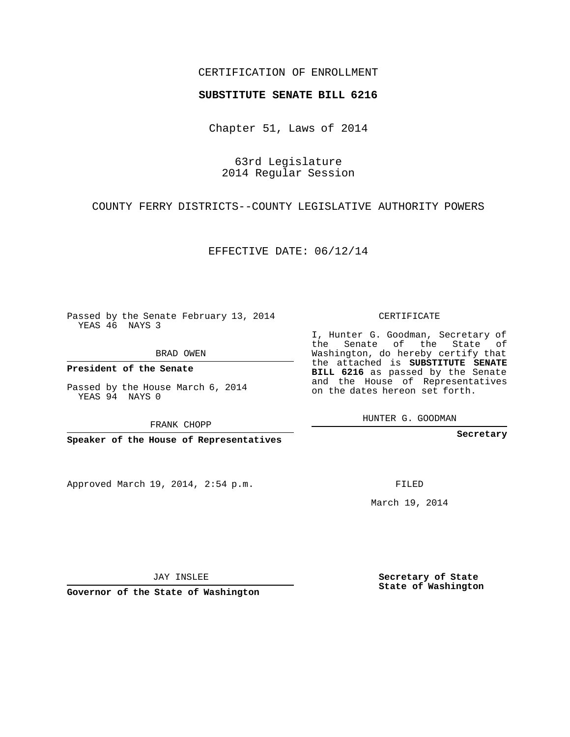CERTIFICATION OF ENROLLMENT

**SUBSTITUTE SENATE BILL 6216**

Chapter 51, Laws of 2014

63rd Legislature
2014 Regular Session

COUNTY FERRY DISTRICTS--COUNTY LEGISLATIVE AUTHORITY POWERS

EFFECTIVE DATE: 06/12/14

Passed by the Senate February 13, 2014
YEAS 46 NAYS 3

BRAD OWEN

**President of the Senate**

Passed by the House March 6, 2014
YEAS 94 NAYS 0

FRANK CHOPP

**Speaker of the House of Representatives**

CERTIFICATE

I, Hunter G. Goodman, Secretary of the Senate of the State of Washington, do hereby certify that the attached is **SUBSTITUTE SENATE BILL 6216** as passed by the Senate and the House of Representatives on the dates hereon set forth.

HUNTER G. GOODMAN

**Secretary**

Approved March 19, 2014, 2:54 p.m.

FILED

March 19, 2014

JAY INSLEE

**Governor of the State of Washington**

**Secretary of State**
**State of Washington**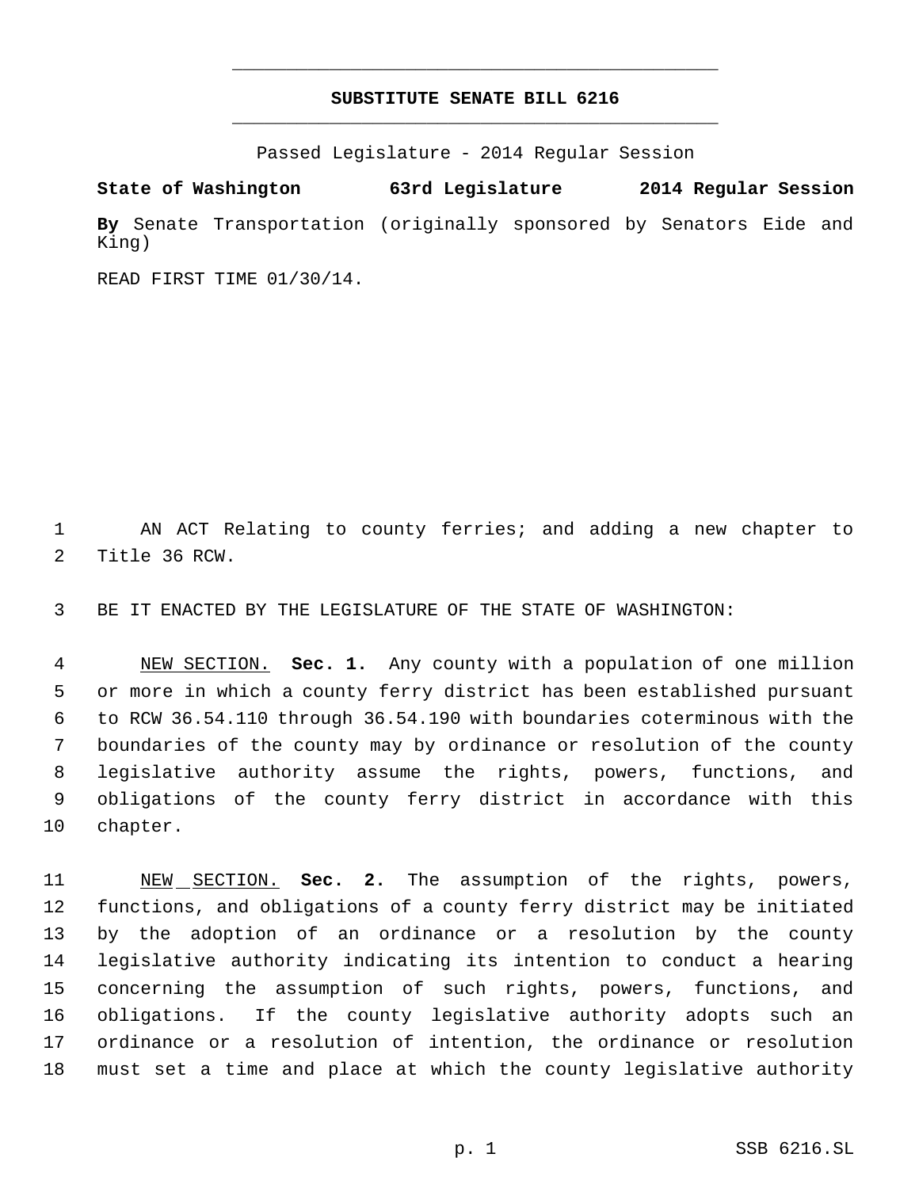# SUBSTITUTE SENATE BILL 6216

Passed Legislature - 2014 Regular Session

**State of Washington 63rd Legislature 2014 Regular Session**

**By** Senate Transportation (originally sponsored by Senators Eide and King)

READ FIRST TIME 01/30/14.

AN ACT Relating to county ferries; and adding a new chapter to Title 36 RCW.

BE IT ENACTED BY THE LEGISLATURE OF THE STATE OF WASHINGTON:

NEW SECTION. **Sec. 1.** Any county with a population of one million or more in which a county ferry district has been established pursuant to RCW 36.54.110 through 36.54.190 with boundaries coterminous with the boundaries of the county may by ordinance or resolution of the county legislative authority assume the rights, powers, functions, and obligations of the county ferry district in accordance with this chapter.

NEW SECTION. **Sec. 2.** The assumption of the rights, powers, functions, and obligations of a county ferry district may be initiated by the adoption of an ordinance or a resolution by the county legislative authority indicating its intention to conduct a hearing concerning the assumption of such rights, powers, functions, and obligations. If the county legislative authority adopts such an ordinance or a resolution of intention, the ordinance or resolution must set a time and place at which the county legislative authority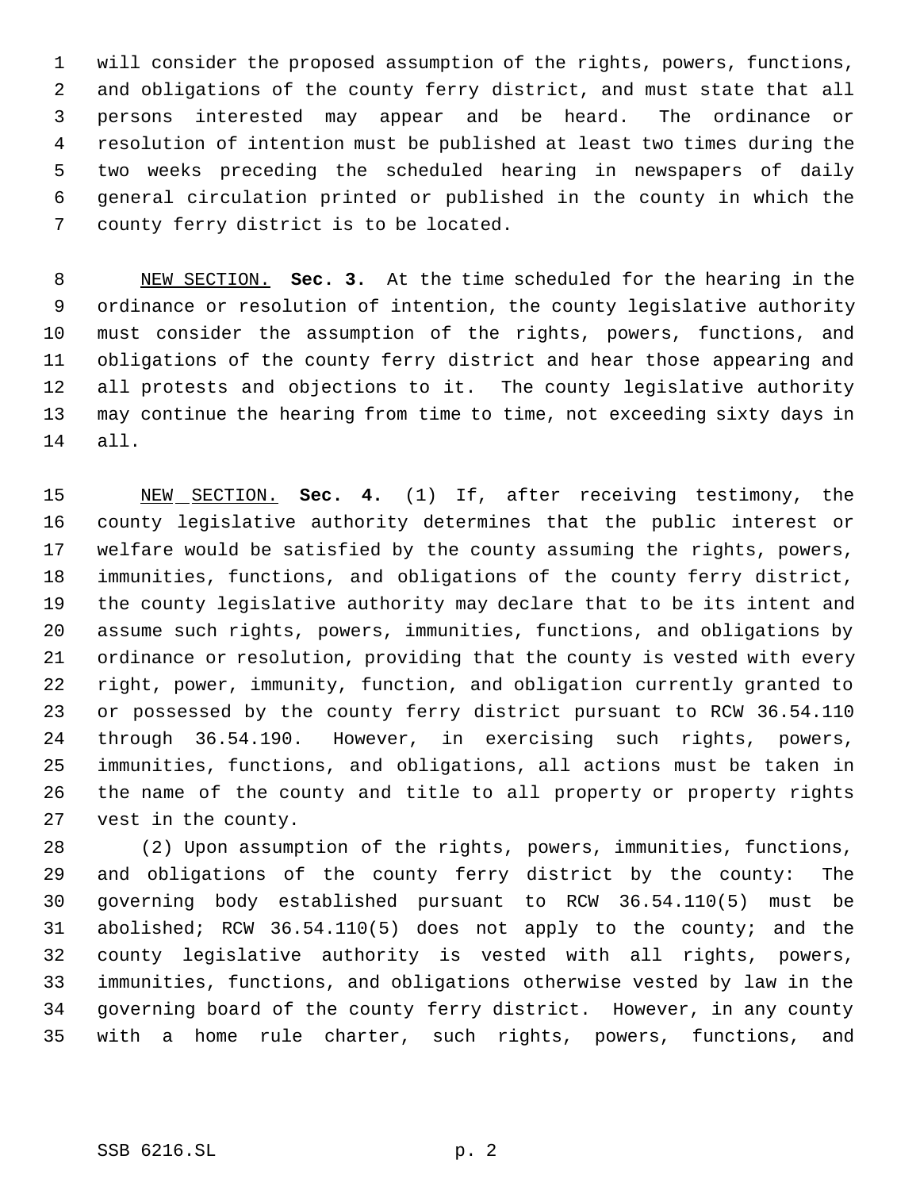will consider the proposed assumption of the rights, powers, functions, and obligations of the county ferry district, and must state that all persons interested may appear and be heard. The ordinance or resolution of intention must be published at least two times during the two weeks preceding the scheduled hearing in newspapers of daily general circulation printed or published in the county in which the county ferry district is to be located.

NEW SECTION. **Sec. 3.** At the time scheduled for the hearing in the ordinance or resolution of intention, the county legislative authority must consider the assumption of the rights, powers, functions, and obligations of the county ferry district and hear those appearing and all protests and objections to it. The county legislative authority may continue the hearing from time to time, not exceeding sixty days in all.

NEW SECTION. **Sec. 4.** (1) If, after receiving testimony, the county legislative authority determines that the public interest or welfare would be satisfied by the county assuming the rights, powers, immunities, functions, and obligations of the county ferry district, the county legislative authority may declare that to be its intent and assume such rights, powers, immunities, functions, and obligations by ordinance or resolution, providing that the county is vested with every right, power, immunity, function, and obligation currently granted to or possessed by the county ferry district pursuant to RCW 36.54.110 through 36.54.190. However, in exercising such rights, powers, immunities, functions, and obligations, all actions must be taken in the name of the county and title to all property or property rights vest in the county.

(2) Upon assumption of the rights, powers, immunities, functions, and obligations of the county ferry district by the county: The governing body established pursuant to RCW 36.54.110(5) must be abolished; RCW 36.54.110(5) does not apply to the county; and the county legislative authority is vested with all rights, powers, immunities, functions, and obligations otherwise vested by law in the governing board of the county ferry district. However, in any county with a home rule charter, such rights, powers, functions, and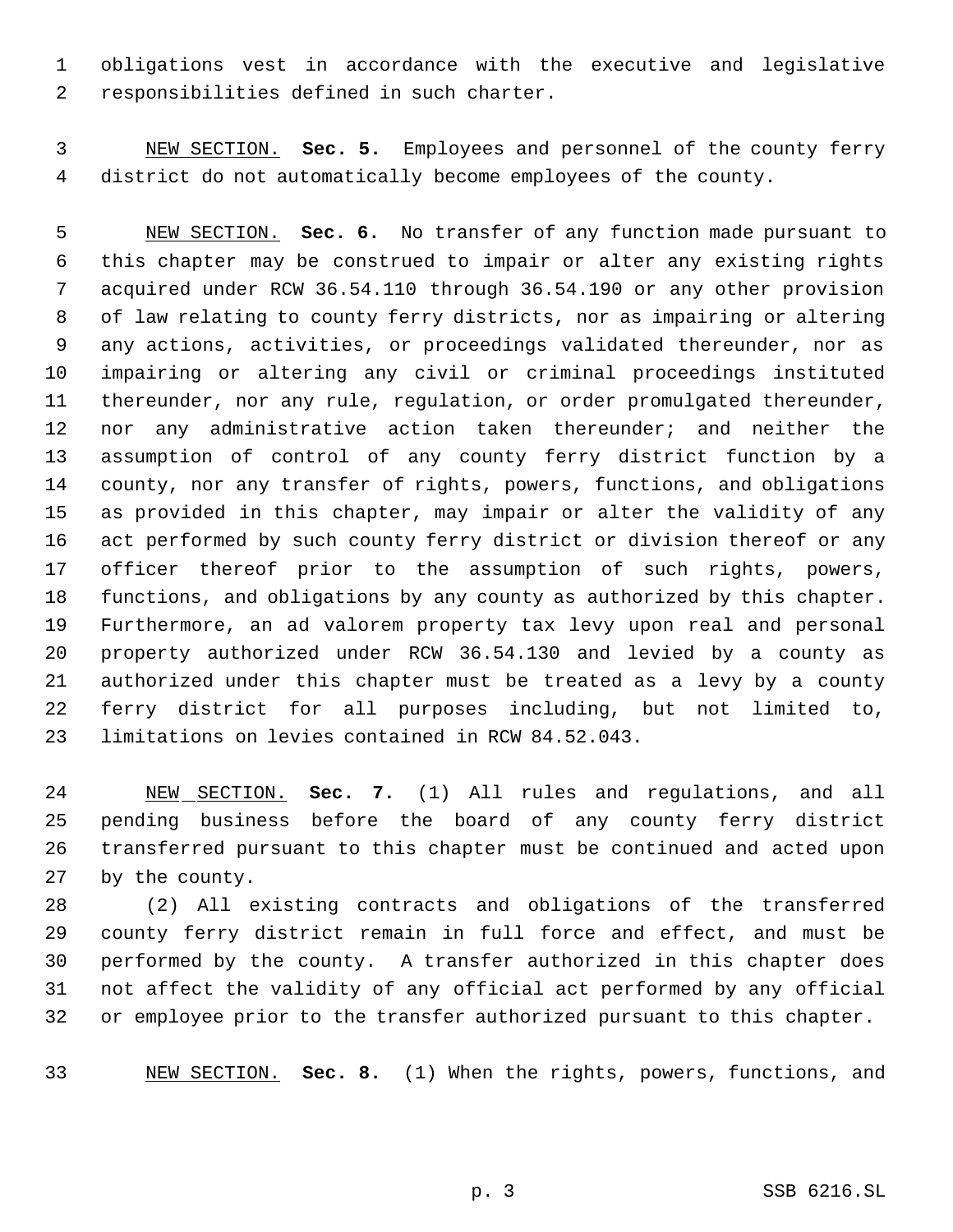obligations vest in accordance with the executive and legislative responsibilities defined in such charter.

NEW SECTION. **Sec. 5.** Employees and personnel of the county ferry district do not automatically become employees of the county.

NEW SECTION. **Sec. 6.** No transfer of any function made pursuant to this chapter may be construed to impair or alter any existing rights acquired under RCW 36.54.110 through 36.54.190 or any other provision of law relating to county ferry districts, nor as impairing or altering any actions, activities, or proceedings validated thereunder, nor as impairing or altering any civil or criminal proceedings instituted thereunder, nor any rule, regulation, or order promulgated thereunder, nor any administrative action taken thereunder; and neither the assumption of control of any county ferry district function by a county, nor any transfer of rights, powers, functions, and obligations as provided in this chapter, may impair or alter the validity of any act performed by such county ferry district or division thereof or any officer thereof prior to the assumption of such rights, powers, functions, and obligations by any county as authorized by this chapter. Furthermore, an ad valorem property tax levy upon real and personal property authorized under RCW 36.54.130 and levied by a county as authorized under this chapter must be treated as a levy by a county ferry district for all purposes including, but not limited to, limitations on levies contained in RCW 84.52.043.

NEW SECTION. **Sec. 7.** (1) All rules and regulations, and all pending business before the board of any county ferry district transferred pursuant to this chapter must be continued and acted upon by the county.

(2) All existing contracts and obligations of the transferred county ferry district remain in full force and effect, and must be performed by the county. A transfer authorized in this chapter does not affect the validity of any official act performed by any official or employee prior to the transfer authorized pursuant to this chapter.

NEW SECTION. **Sec. 8.** (1) When the rights, powers, functions, and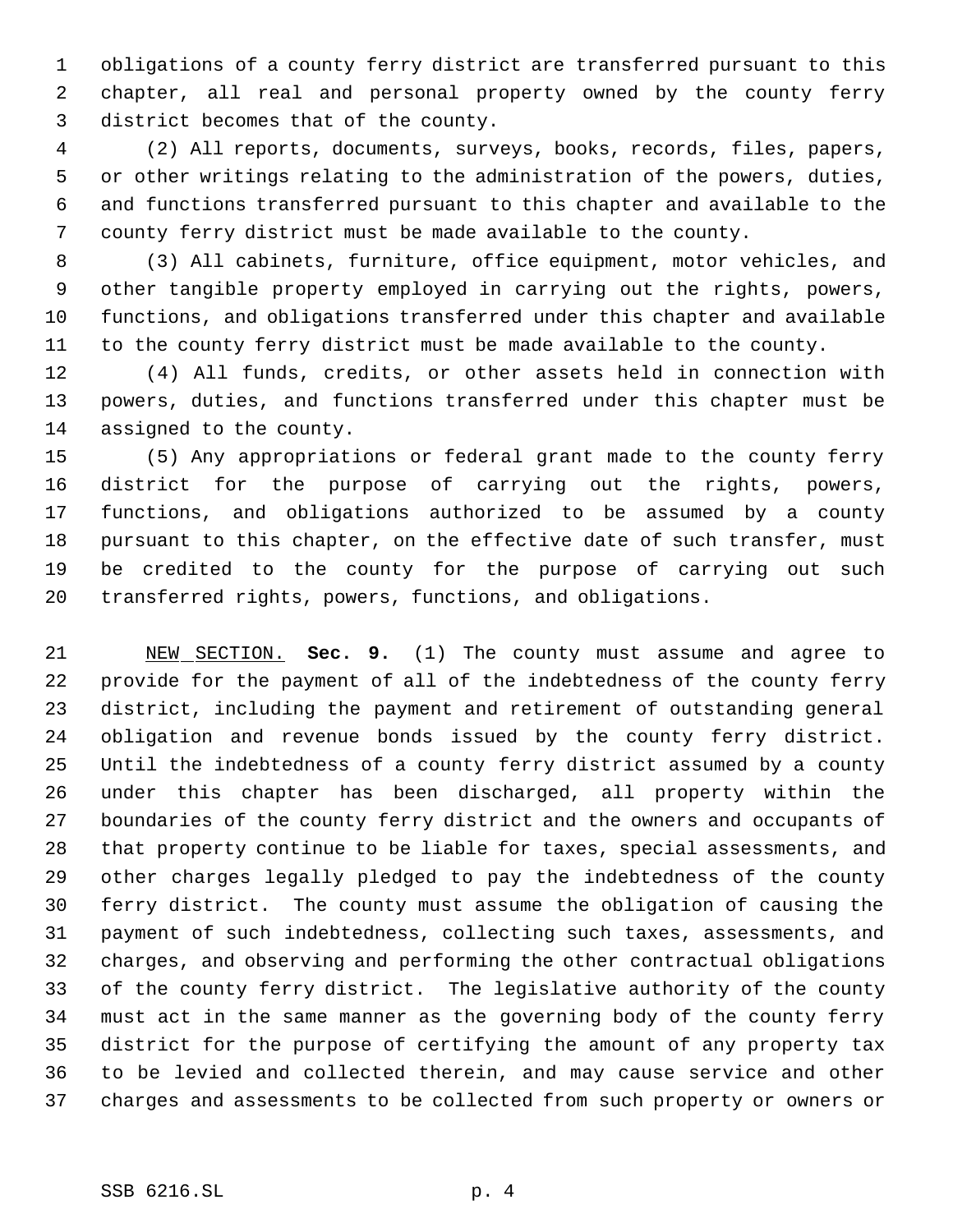obligations of a county ferry district are transferred pursuant to this chapter, all real and personal property owned by the county ferry district becomes that of the county.

(2) All reports, documents, surveys, books, records, files, papers, or other writings relating to the administration of the powers, duties, and functions transferred pursuant to this chapter and available to the county ferry district must be made available to the county.

(3) All cabinets, furniture, office equipment, motor vehicles, and other tangible property employed in carrying out the rights, powers, functions, and obligations transferred under this chapter and available to the county ferry district must be made available to the county.

(4) All funds, credits, or other assets held in connection with powers, duties, and functions transferred under this chapter must be assigned to the county.

(5) Any appropriations or federal grant made to the county ferry district for the purpose of carrying out the rights, powers, functions, and obligations authorized to be assumed by a county pursuant to this chapter, on the effective date of such transfer, must be credited to the county for the purpose of carrying out such transferred rights, powers, functions, and obligations.

NEW SECTION. **Sec. 9.** (1) The county must assume and agree to provide for the payment of all of the indebtedness of the county ferry district, including the payment and retirement of outstanding general obligation and revenue bonds issued by the county ferry district. Until the indebtedness of a county ferry district assumed by a county under this chapter has been discharged, all property within the boundaries of the county ferry district and the owners and occupants of that property continue to be liable for taxes, special assessments, and other charges legally pledged to pay the indebtedness of the county ferry district. The county must assume the obligation of causing the payment of such indebtedness, collecting such taxes, assessments, and charges, and observing and performing the other contractual obligations of the county ferry district. The legislative authority of the county must act in the same manner as the governing body of the county ferry district for the purpose of certifying the amount of any property tax to be levied and collected therein, and may cause service and other charges and assessments to be collected from such property or owners or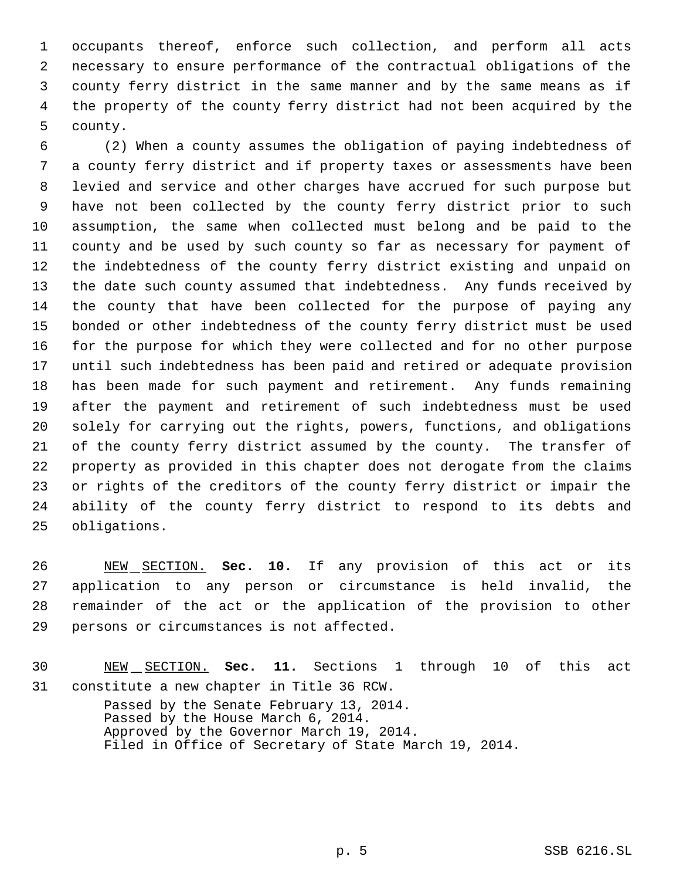occupants thereof, enforce such collection, and perform all acts necessary to ensure performance of the contractual obligations of the county ferry district in the same manner and by the same means as if the property of the county ferry district had not been acquired by the county.

(2) When a county assumes the obligation of paying indebtedness of a county ferry district and if property taxes or assessments have been levied and service and other charges have accrued for such purpose but have not been collected by the county ferry district prior to such assumption, the same when collected must belong and be paid to the county and be used by such county so far as necessary for payment of the indebtedness of the county ferry district existing and unpaid on the date such county assumed that indebtedness. Any funds received by the county that have been collected for the purpose of paying any bonded or other indebtedness of the county ferry district must be used for the purpose for which they were collected and for no other purpose until such indebtedness has been paid and retired or adequate provision has been made for such payment and retirement. Any funds remaining after the payment and retirement of such indebtedness must be used solely for carrying out the rights, powers, functions, and obligations of the county ferry district assumed by the county. The transfer of property as provided in this chapter does not derogate from the claims or rights of the creditors of the county ferry district or impair the ability of the county ferry district to respond to its debts and obligations.

NEW SECTION. **Sec. 10.** If any provision of this act or its application to any person or circumstance is held invalid, the remainder of the act or the application of the provision to other persons or circumstances is not affected.

NEW SECTION. **Sec. 11.** Sections 1 through 10 of this act constitute a new chapter in Title 36 RCW.

Passed by the Senate February 13, 2014.
Passed by the House March 6, 2014.
Approved by the Governor March 19, 2014.
Filed in Office of Secretary of State March 19, 2014.